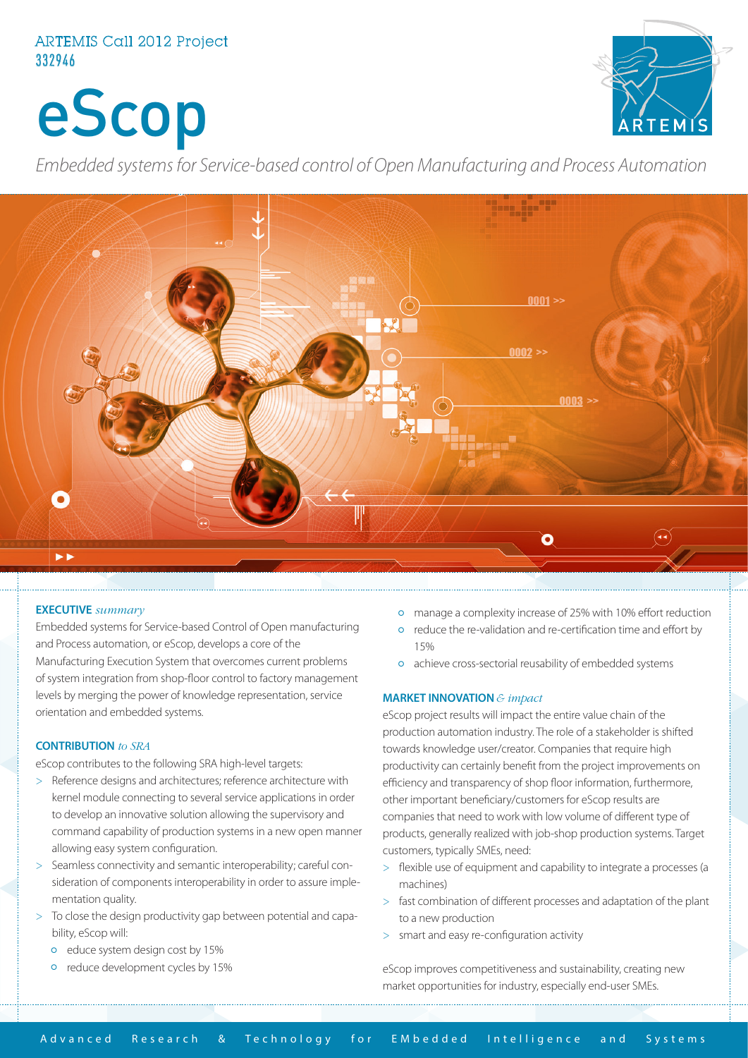ARTEMIS Call 2012 Project
332946

# eScop

*Embedded systems for Service-based control of Open Manufacturing and Process Automation*

## EXECUTIVE *summary*

Embedded systems for Service-based Control of Open manufacturing and Process automation, or eScop, develops a core of the Manufacturing Execution System that overcomes current problems of system integration from shop-floor control to factory management levels by merging the power of knowledge representation, service orientation and embedded systems.

## CONTRIBUTION *to SRA*

eScop contributes to the following SRA high-level targets:

> Reference designs and architectures; reference architecture with kernel module connecting to several service applications in order to develop an innovative solution allowing the supervisory and command capability of production systems in a new open manner allowing easy system configuration.

> Seamless connectivity and semantic interoperability; careful consideration of components interoperability in order to assure implementation quality.

> To close the design productivity gap between potential and capability, eScop will:

- educe system design cost by 15%
- reduce development cycles by 15%
- manage a complexity increase of 25% with 10% effort reduction
- reduce the re-validation and re-certification time and effort by 15%
- achieve cross-sectorial reusability of embedded systems

## MARKET INNOVATION *& impact*

eScop project results will impact the entire value chain of the production automation industry. The role of a stakeholder is shifted towards knowledge user/creator. Companies that require high productivity can certainly benefit from the project improvements on efficiency and transparency of shop floor information, furthermore, other important beneficiary/customers for eScop results are companies that need to work with low volume of different type of products, generally realized with job-shop production systems. Target customers, typically SMEs, need:

> flexible use of equipment and capability to integrate a processes (a machines)

> fast combination of different processes and adaptation of the plant to a new production

> smart and easy re-configuration activity

eScop improves competitiveness and sustainability, creating new market opportunities for industry, especially end-user SMEs.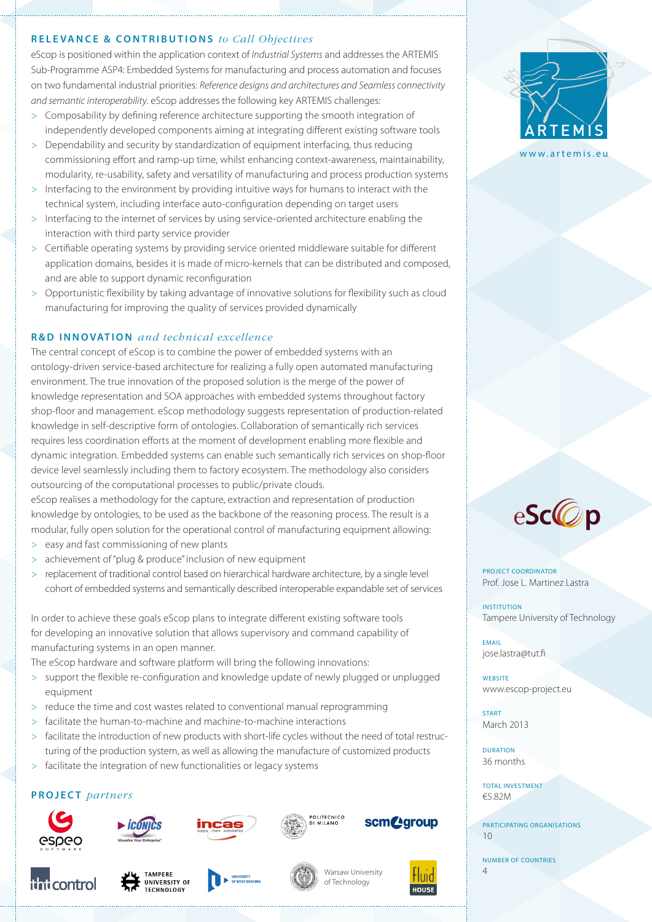## RELEVANCE & CONTRIBUTIONS *to Call Objectives*

eScop is positioned within the application context of *Industrial Systems* and addresses the ARTEMIS Sub-Programme ASP4: Embedded Systems for manufacturing and process automation and focuses on two fundamental industrial priorities: *Reference designs and architectures and Seamless connectivity and semantic interoperability*. eScop addresses the following key ARTEMIS challenges:

- Composability by defining reference architecture supporting the smooth integration of independently developed components aiming at integrating different existing software tools
- Dependability and security by standardization of equipment interfacing, thus reducing commissioning effort and ramp-up time, whilst enhancing context-awareness, maintainability, modularity, re-usability, safety and versatility of manufacturing and process production systems
- Interfacing to the environment by providing intuitive ways for humans to interact with the technical system, including interface auto-configuration depending on target users
- Interfacing to the internet of services by using service-oriented architecture enabling the interaction with third party service provider
- Certifiable operating systems by providing service oriented middleware suitable for different application domains, besides it is made of micro-kernels that can be distributed and composed, and are able to support dynamic reconfiguration
- Opportunistic flexibility by taking advantage of innovative solutions for flexibility such as cloud manufacturing for improving the quality of services provided dynamically

## R&D INNOVATION *and technical excellence*

The central concept of eScop is to combine the power of embedded systems with an ontology-driven service-based architecture for realizing a fully open automated manufacturing environment. The true innovation of the proposed solution is the merge of the power of knowledge representation and SOA approaches with embedded systems throughout factory shop-floor and management. eScop methodology suggests representation of production-related knowledge in self-descriptive form of ontologies. Collaboration of semantically rich services requires less coordination efforts at the moment of development enabling more flexible and dynamic integration. Embedded systems can enable such semantically rich services on shop-floor device level seamlessly including them to factory ecosystem. The methodology also considers outsourcing of the computational processes to public/private clouds.

eScop realises a methodology for the capture, extraction and representation of production knowledge by ontologies, to be used as the backbone of the reasoning process. The result is a modular, fully open solution for the operational control of manufacturing equipment allowing:

- easy and fast commissioning of new plants
- achievement of "plug & produce" inclusion of new equipment
- replacement of traditional control based on hierarchical hardware architecture, by a single level cohort of embedded systems and semantically described interoperable expandable set of services

In order to achieve these goals eScop plans to integrate different existing software tools for developing an innovative solution that allows supervisory and command capability of manufacturing systems in an open manner.

The eScop hardware and software platform will bring the following innovations:

- support the flexible re-configuration and knowledge update of newly plugged or unplugged equipment
- reduce the time and cost wastes related to conventional manual reprogramming
- facilitate the human-to-machine and machine-to-machine interactions
- facilitate the introduction of new products with short-life cycles without the need of total restructuring of the production system, as well as allowing the manufacture of customized products
- facilitate the integration of new functionalities or legacy systems

## PROJECT *partners*

espeo SOFTWARE · ICONICS · incas · POLITECNICO DI MILANO · scm group · thi control · TAMPERE UNIVERSITY OF TECHNOLOGY · UNIVERSITY OF WEST BOHEMIA · Warsaw University of Technology · fluid HOUSE

ARTEMIS
www.artemis.eu

eScop

PROJECT COORDINATOR
Prof. Jose L. Martinez Lastra

INSTITUTION
Tampere University of Technology

EMAIL
jose.lastra@tut.fi

WEBSITE
www.escop-project.eu

START
March 2013

DURATION
36 months

TOTAL INVESTMENT
€5.82M

PARTICIPATING ORGANISATIONS
10

NUMBER OF COUNTRIES
4